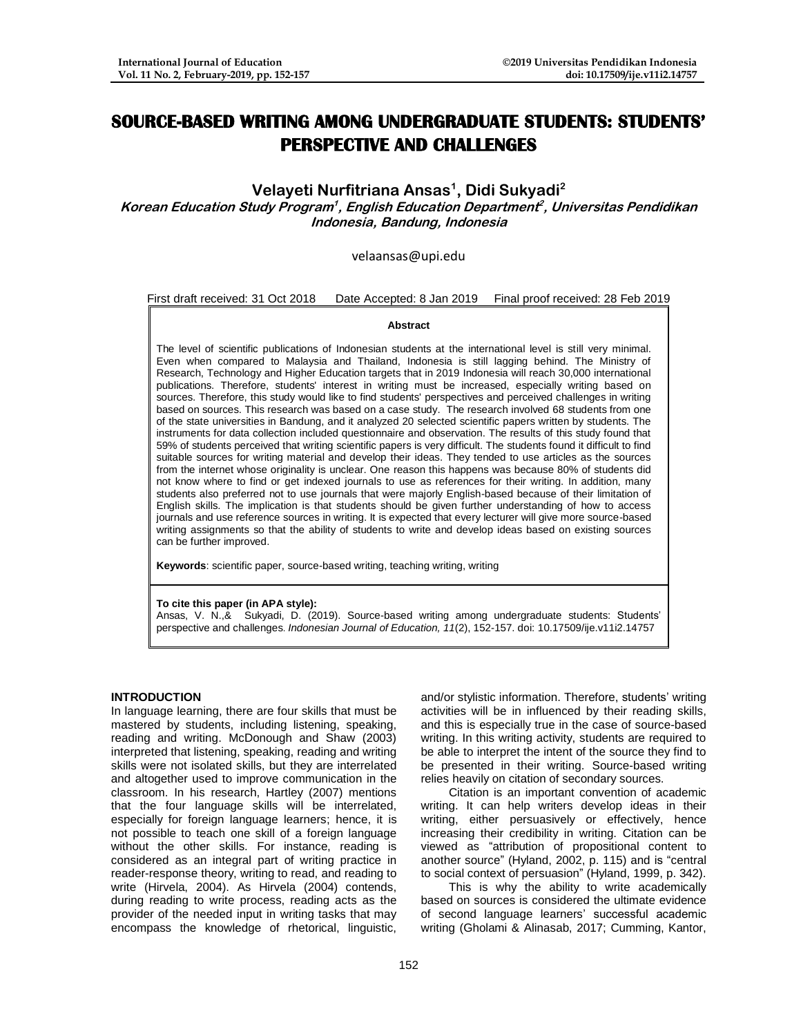# SOURCE-BASED WRITING AMONG UNDERGRADUATE STUDENTS: STUDENTS' PERSPECTIVE AND CHALLENGES

**Velayeti Nurfitriana Ansas[1], Didi Sukyadi[2]**

***Korean Education Study Program[1], English Education Department[2], Universitas Pendidikan Indonesia, Bandung, Indonesia***

velaansas@upi.edu

First draft received: 31 Oct 2018 Date Accepted: 8 Jan 2019 Final proof received: 28 Feb 2019

**Abstract**

The level of scientific publications of Indonesian students at the international level is still very minimal. Even when compared to Malaysia and Thailand, Indonesia is still lagging behind. The Ministry of Research, Technology and Higher Education targets that in 2019 Indonesia will reach 30,000 international publications. Therefore, students' interest in writing must be increased, especially writing based on sources. Therefore, this study would like to find students' perspectives and perceived challenges in writing based on sources. This research was based on a case study. The research involved 68 students from one of the state universities in Bandung, and it analyzed 20 selected scientific papers written by students. The instruments for data collection included questionnaire and observation. The results of this study found that 59% of students perceived that writing scientific papers is very difficult. The students found it difficult to find suitable sources for writing material and develop their ideas. They tended to use articles as the sources from the internet whose originality is unclear. One reason this happens was because 80% of students did not know where to find or get indexed journals to use as references for their writing. In addition, many students also preferred not to use journals that were majorly English-based because of their limitation of English skills. The implication is that students should be given further understanding of how to access journals and use reference sources in writing. It is expected that every lecturer will give more source-based writing assignments so that the ability of students to write and develop ideas based on existing sources can be further improved.

**Keywords**: scientific paper, source-based writing, teaching writing, writing

**To cite this paper (in APA style):**
Ansas, V. N.,& Sukyadi, D. (2019). Source-based writing among undergraduate students: Students' perspective and challenges. *Indonesian Journal of Education, 11*(2), 152-157. doi: 10.17509/ije.v11i2.14757

## INTRODUCTION

In language learning, there are four skills that must be mastered by students, including listening, speaking, reading and writing. McDonough and Shaw (2003) interpreted that listening, speaking, reading and writing skills were not isolated skills, but they are interrelated and altogether used to improve communication in the classroom. In his research, Hartley (2007) mentions that the four language skills will be interrelated, especially for foreign language learners; hence, it is not possible to teach one skill of a foreign language without the other skills. For instance, reading is considered as an integral part of writing practice in reader-response theory, writing to read, and reading to write (Hirvela, 2004). As Hirvela (2004) contends, during reading to write process, reading acts as the provider of the needed input in writing tasks that may encompass the knowledge of rhetorical, linguistic, and/or stylistic information. Therefore, students' writing activities will be in influenced by their reading skills, and this is especially true in the case of source-based writing. In this writing activity, students are required to be able to interpret the intent of the source they find to be presented in their writing. Source-based writing relies heavily on citation of secondary sources.

Citation is an important convention of academic writing. It can help writers develop ideas in their writing, either persuasively or effectively, hence increasing their credibility in writing. Citation can be viewed as "attribution of propositional content to another source" (Hyland, 2002, p. 115) and is "central to social context of persuasion" (Hyland, 1999, p. 342).

This is why the ability to write academically based on sources is considered the ultimate evidence of second language learners' successful academic writing (Gholami & Alinasab, 2017; Cumming, Kantor,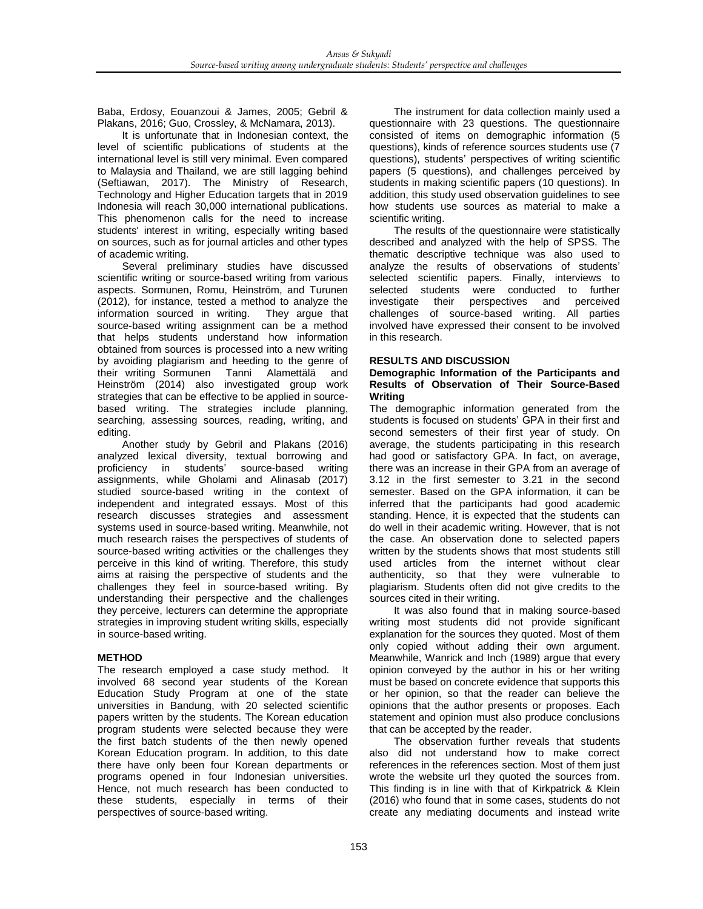Baba, Erdosy, Eouanzoui & James, 2005; Gebril & Plakans, 2016; Guo, Crossley, & McNamara, 2013).

It is unfortunate that in Indonesian context, the level of scientific publications of students at the international level is still very minimal. Even compared to Malaysia and Thailand, we are still lagging behind (Seftiawan, 2017). The Ministry of Research, Technology and Higher Education targets that in 2019 Indonesia will reach 30,000 international publications. This phenomenon calls for the need to increase students' interest in writing, especially writing based on sources, such as for journal articles and other types of academic writing.

Several preliminary studies have discussed scientific writing or source-based writing from various aspects. Sormunen, Romu, Heinström, and Turunen (2012), for instance, tested a method to analyze the information sourced in writing. They argue that source-based writing assignment can be a method that helps students understand how information obtained from sources is processed into a new writing by avoiding plagiarism and heeding to the genre of their writing Sormunen Tanni Alamettälä and Heinström (2014) also investigated group work strategies that can be effective to be applied in source-based writing. The strategies include planning, searching, assessing sources, reading, writing, and editing.

Another study by Gebril and Plakans (2016) analyzed lexical diversity, textual borrowing and proficiency in students' source-based writing assignments, while Gholami and Alinasab (2017) studied source-based writing in the context of independent and integrated essays. Most of this research discusses strategies and assessment systems used in source-based writing. Meanwhile, not much research raises the perspectives of students of source-based writing activities or the challenges they perceive in this kind of writing. Therefore, this study aims at raising the perspective of students and the challenges they feel in source-based writing. By understanding their perspective and the challenges they perceive, lecturers can determine the appropriate strategies in improving student writing skills, especially in source-based writing.

## METHOD

The research employed a case study method. It involved 68 second year students of the Korean Education Study Program at one of the state universities in Bandung, with 20 selected scientific papers written by the students. The Korean education program students were selected because they were the first batch students of the then newly opened Korean Education program. In addition, to this date there have only been four Korean departments or programs opened in four Indonesian universities. Hence, not much research has been conducted to these students, especially in terms of their perspectives of source-based writing.

The instrument for data collection mainly used a questionnaire with 23 questions. The questionnaire consisted of items on demographic information (5 questions), kinds of reference sources students use (7 questions), students' perspectives of writing scientific papers (5 questions), and challenges perceived by students in making scientific papers (10 questions). In addition, this study used observation guidelines to see how students use sources as material to make a scientific writing.

The results of the questionnaire were statistically described and analyzed with the help of SPSS. The thematic descriptive technique was also used to analyze the results of observations of students' selected scientific papers. Finally, interviews to selected students were conducted to further investigate their perspectives and perceived challenges of source-based writing. All parties involved have expressed their consent to be involved in this research.

## RESULTS AND DISCUSSION

### Demographic Information of the Participants and Results of Observation of Their Source-Based Writing

The demographic information generated from the students is focused on students' GPA in their first and second semesters of their first year of study. On average, the students participating in this research had good or satisfactory GPA. In fact, on average, there was an increase in their GPA from an average of 3.12 in the first semester to 3.21 in the second semester. Based on the GPA information, it can be inferred that the participants had good academic standing. Hence, it is expected that the students can do well in their academic writing. However, that is not the case. An observation done to selected papers written by the students shows that most students still used articles from the internet without clear authenticity, so that they were vulnerable to plagiarism. Students often did not give credits to the sources cited in their writing.

It was also found that in making source-based writing most students did not provide significant explanation for the sources they quoted. Most of them only copied without adding their own argument. Meanwhile, Wanrick and Inch (1989) argue that every opinion conveyed by the author in his or her writing must be based on concrete evidence that supports this or her opinion, so that the reader can believe the opinions that the author presents or proposes. Each statement and opinion must also produce conclusions that can be accepted by the reader.

The observation further reveals that students also did not understand how to make correct references in the references section. Most of them just wrote the website url they quoted the sources from. This finding is in line with that of Kirkpatrick & Klein (2016) who found that in some cases, students do not create any mediating documents and instead write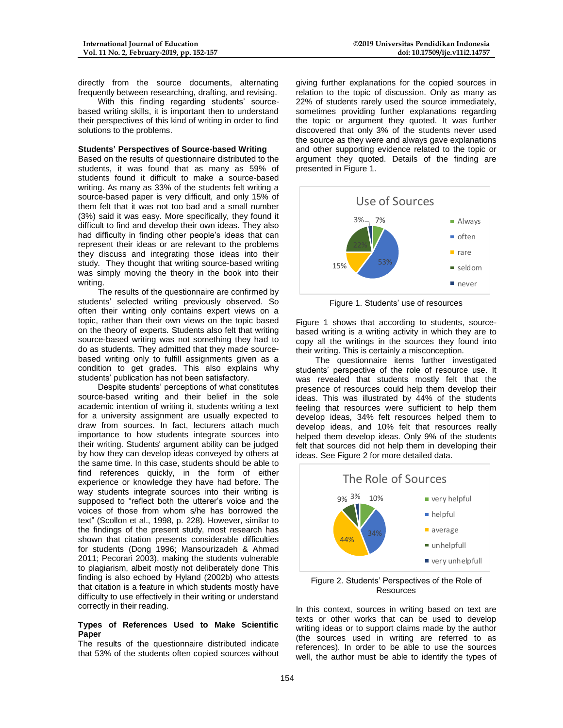directly from the source documents, alternating frequently between researching, drafting, and revising.

With this finding regarding students' source-based writing skills, it is important then to understand their perspectives of this kind of writing in order to find solutions to the problems.

**Students' Perspectives of Source-based Writing**

Based on the results of questionnaire distributed to the students, it was found that as many as 59% of students found it difficult to make a source-based writing. As many as 33% of the students felt writing a source-based paper is very difficult, and only 15% of them felt that it was not too bad and a small number (3%) said it was easy. More specifically, they found it difficult to find and develop their own ideas. They also had difficulty in finding other people's ideas that can represent their ideas or are relevant to the problems they discuss and integrating those ideas into their study. They thought that writing source-based writing was simply moving the theory in the book into their writing.

The results of the questionnaire are confirmed by students' selected writing previously observed. So often their writing only contains expert views on a topic, rather than their own views on the topic based on the theory of experts. Students also felt that writing source-based writing was not something they had to do as students. They admitted that they made source-based writing only to fulfill assignments given as a condition to get grades. This also explains why students' publication has not been satisfactory.

Despite students' perceptions of what constitutes source-based writing and their belief in the sole academic intention of writing it, students writing a text for a university assignment are usually expected to draw from sources. In fact, lecturers attach much importance to how students integrate sources into their writing. Students' argument ability can be judged by how they can develop ideas conveyed by others at the same time. In this case, students should be able to find references quickly, in the form of either experience or knowledge they have had before. The way students integrate sources into their writing is supposed to "reflect both the utterer's voice and the voices of those from whom s/he has borrowed the text" (Scollon et al., 1998, p. 228). However, similar to the findings of the present study, most research has shown that citation presents considerable difficulties for students (Dong 1996; Mansourizadeh & Ahmad 2011; Pecorari 2003), making the students vulnerable to plagiarism, albeit mostly not deliberately done This finding is also echoed by Hyland (2002b) who attests that citation is a feature in which students mostly have difficulty to use effectively in their writing or understand correctly in their reading.

**Types of References Used to Make Scientific Paper**

The results of the questionnaire distributed indicate that 53% of the students often copied sources without giving further explanations for the copied sources in relation to the topic of discussion. Only as many as 22% of students rarely used the source immediately, sometimes providing further explanations regarding the topic or argument they quoted. It was further discovered that only 3% of the students never used the source as they were and always gave explanations and other supporting evidence related to the topic or argument they quoted. Details of the finding are presented in Figure 1.

Figure 1. Students' use of resources

Figure 1 shows that according to students, source-based writing is a writing activity in which they are to copy all the writings in the sources they found into their writing. This is certainly a misconception.

The questionnaire items further investigated students' perspective of the role of resource use. It was revealed that students mostly felt that the presence of resources could help them develop their ideas. This was illustrated by 44% of the students feeling that resources were sufficient to help them develop ideas, 34% felt resources helped them to develop ideas, and 10% felt that resources really helped them develop ideas. Only 9% of the students felt that sources did not help them in developing their ideas. See Figure 2 for more detailed data.

Figure 2. Students' Perspectives of the Role of Resources

In this context, sources in writing based on text are texts or other works that can be used to develop writing ideas or to support claims made by the author (the sources used in writing are referred to as references). In order to be able to use the sources well, the author must be able to identify the types of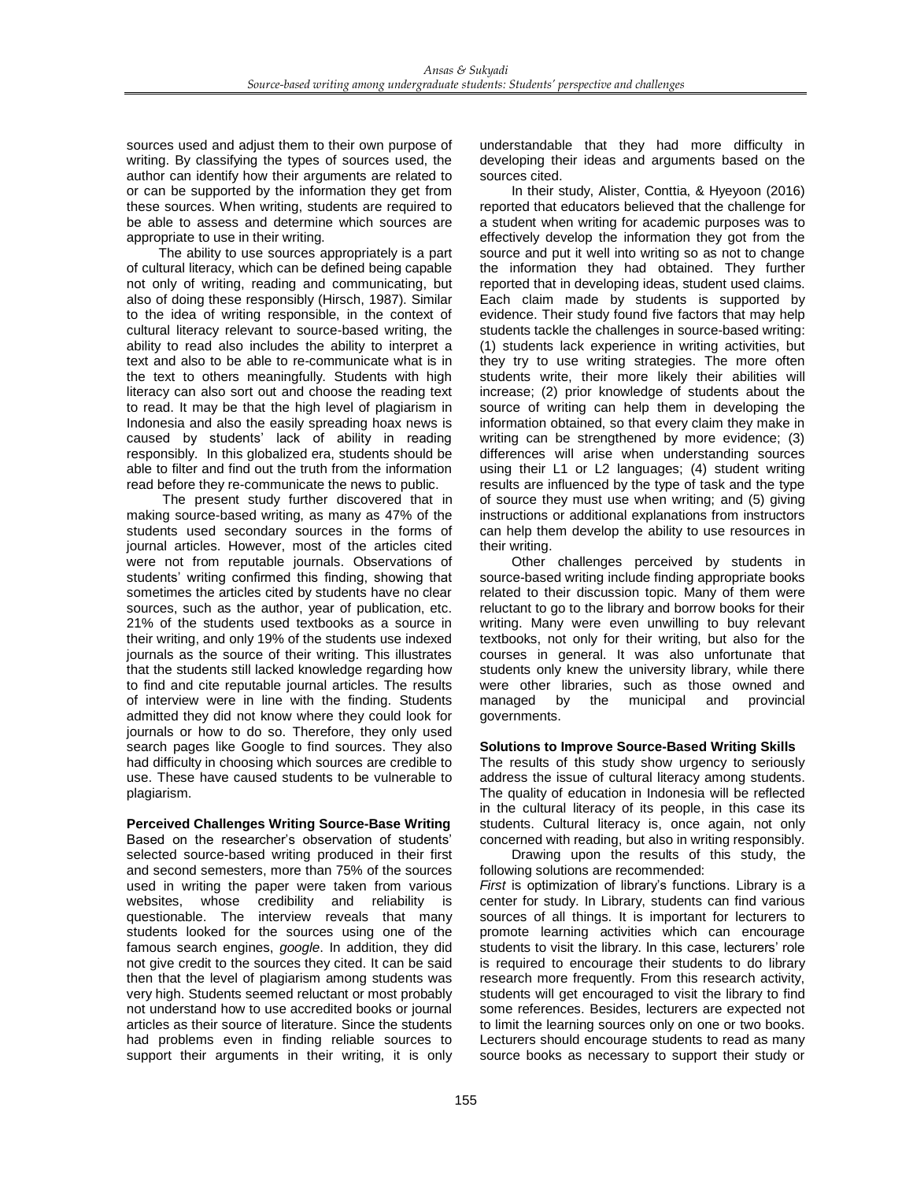sources used and adjust them to their own purpose of writing. By classifying the types of sources used, the author can identify how their arguments are related to or can be supported by the information they get from these sources. When writing, students are required to be able to assess and determine which sources are appropriate to use in their writing.

The ability to use sources appropriately is a part of cultural literacy, which can be defined being capable not only of writing, reading and communicating, but also of doing these responsibly (Hirsch, 1987). Similar to the idea of writing responsible, in the context of cultural literacy relevant to source-based writing, the ability to read also includes the ability to interpret a text and also to be able to re-communicate what is in the text to others meaningfully. Students with high literacy can also sort out and choose the reading text to read. It may be that the high level of plagiarism in Indonesia and also the easily spreading hoax news is caused by students' lack of ability in reading responsibly. In this globalized era, students should be able to filter and find out the truth from the information read before they re-communicate the news to public.

The present study further discovered that in making source-based writing, as many as 47% of the students used secondary sources in the forms of journal articles. However, most of the articles cited were not from reputable journals. Observations of students' writing confirmed this finding, showing that sometimes the articles cited by students have no clear sources, such as the author, year of publication, etc. 21% of the students used textbooks as a source in their writing, and only 19% of the students use indexed journals as the source of their writing. This illustrates that the students still lacked knowledge regarding how to find and cite reputable journal articles. The results of interview were in line with the finding. Students admitted they did not know where they could look for journals or how to do so. Therefore, they only used search pages like Google to find sources. They also had difficulty in choosing which sources are credible to use. These have caused students to be vulnerable to plagiarism.

**Perceived Challenges Writing Source-Base Writing**

Based on the researcher's observation of students' selected source-based writing produced in their first and second semesters, more than 75% of the sources used in writing the paper were taken from various websites, whose credibility and reliability is questionable. The interview reveals that many students looked for the sources using one of the famous search engines, *google*. In addition, they did not give credit to the sources they cited. It can be said then that the level of plagiarism among students was very high. Students seemed reluctant or most probably not understand how to use accredited books or journal articles as their source of literature. Since the students had problems even in finding reliable sources to support their arguments in their writing, it is only understandable that they had more difficulty in developing their ideas and arguments based on the sources cited.

In their study, Alister, Conttia, & Hyeyoon (2016) reported that educators believed that the challenge for a student when writing for academic purposes was to effectively develop the information they got from the source and put it well into writing so as not to change the information they had obtained. They further reported that in developing ideas, student used claims. Each claim made by students is supported by evidence. Their study found five factors that may help students tackle the challenges in source-based writing: (1) students lack experience in writing activities, but they try to use writing strategies. The more often students write, their more likely their abilities will increase; (2) prior knowledge of students about the source of writing can help them in developing the information obtained, so that every claim they make in writing can be strengthened by more evidence; (3) differences will arise when understanding sources using their L1 or L2 languages; (4) student writing results are influenced by the type of task and the type of source they must use when writing; and (5) giving instructions or additional explanations from instructors can help them develop the ability to use resources in their writing.

Other challenges perceived by students in source-based writing include finding appropriate books related to their discussion topic. Many of them were reluctant to go to the library and borrow books for their writing. Many were even unwilling to buy relevant textbooks, not only for their writing, but also for the courses in general. It was also unfortunate that students only knew the university library, while there were other libraries, such as those owned and managed by the municipal and provincial governments.

**Solutions to Improve Source-Based Writing Skills**

The results of this study show urgency to seriously address the issue of cultural literacy among students. The quality of education in Indonesia will be reflected in the cultural literacy of its people, in this case its students. Cultural literacy is, once again, not only concerned with reading, but also in writing responsibly.

Drawing upon the results of this study, the following solutions are recommended:

*First* is optimization of library's functions. Library is a center for study. In Library, students can find various sources of all things. It is important for lecturers to promote learning activities which can encourage students to visit the library. In this case, lecturers' role is required to encourage their students to do library research more frequently. From this research activity, students will get encouraged to visit the library to find some references. Besides, lecturers are expected not to limit the learning sources only on one or two books. Lecturers should encourage students to read as many source books as necessary to support their study or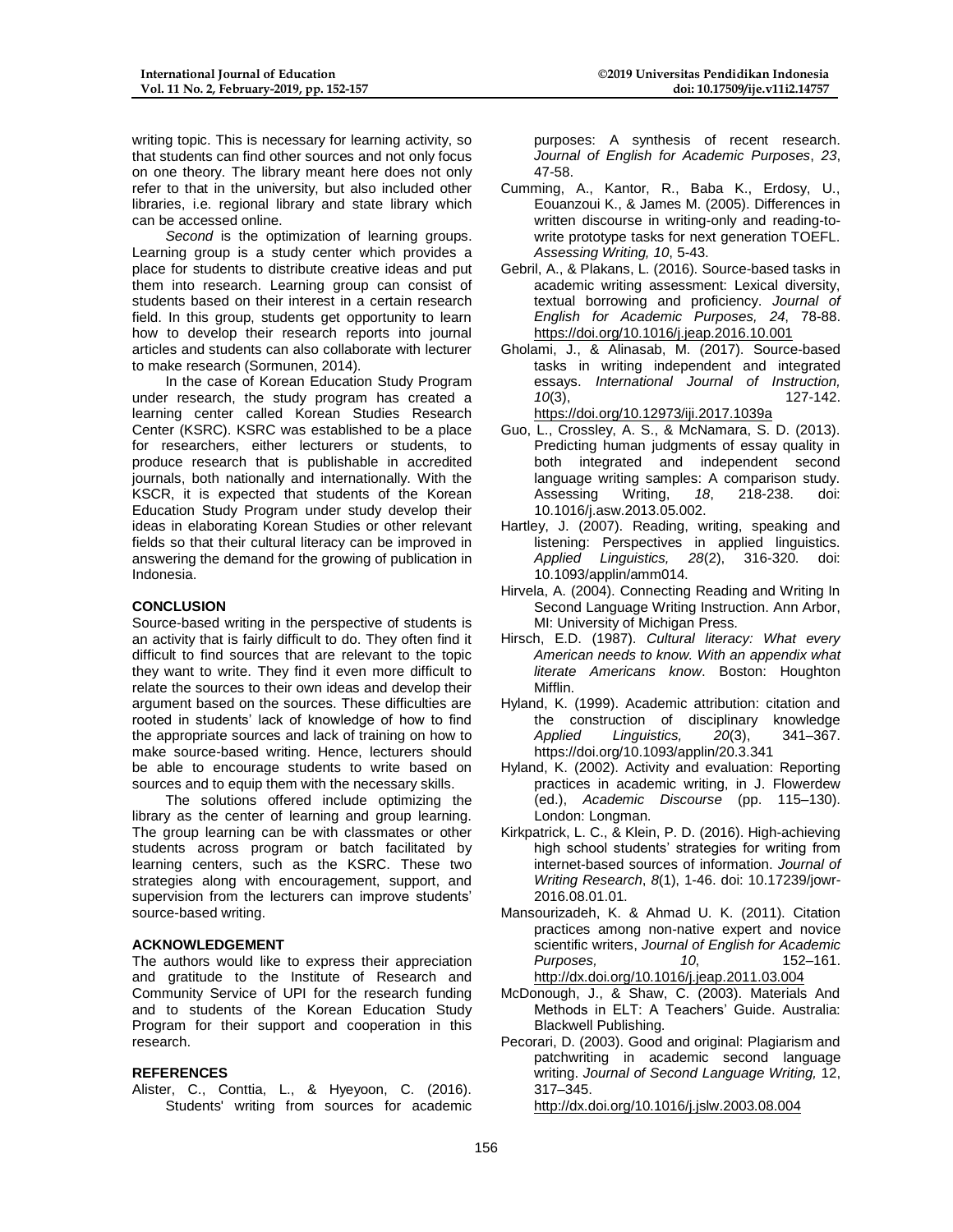writing topic. This is necessary for learning activity, so that students can find other sources and not only focus on one theory. The library meant here does not only refer to that in the university, but also included other libraries, i.e. regional library and state library which can be accessed online.

*Second* is the optimization of learning groups. Learning group is a study center which provides a place for students to distribute creative ideas and put them into research. Learning group can consist of students based on their interest in a certain research field. In this group, students get opportunity to learn how to develop their research reports into journal articles and students can also collaborate with lecturer to make research (Sormunen, 2014).

In the case of Korean Education Study Program under research, the study program has created a learning center called Korean Studies Research Center (KSRC). KSRC was established to be a place for researchers, either lecturers or students, to produce research that is publishable in accredited journals, both nationally and internationally. With the KSCR, it is expected that students of the Korean Education Study Program under study develop their ideas in elaborating Korean Studies or other relevant fields so that their cultural literacy can be improved in answering the demand for the growing of publication in Indonesia.

## CONCLUSION

Source-based writing in the perspective of students is an activity that is fairly difficult to do. They often find it difficult to find sources that are relevant to the topic they want to write. They find it even more difficult to relate the sources to their own ideas and develop their argument based on the sources. These difficulties are rooted in students' lack of knowledge of how to find the appropriate sources and lack of training on how to make source-based writing. Hence, lecturers should be able to encourage students to write based on sources and to equip them with the necessary skills.

The solutions offered include optimizing the library as the center of learning and group learning. The group learning can be with classmates or other students across program or batch facilitated by learning centers, such as the KSRC. These two strategies along with encouragement, support, and supervision from the lecturers can improve students' source-based writing.

## ACKNOWLEDGEMENT

The authors would like to express their appreciation and gratitude to the Institute of Research and Community Service of UPI for the research funding and to students of the Korean Education Study Program for their support and cooperation in this research.

## REFERENCES

Alister, C., Conttia, L., & Hyeyoon, C. (2016). Students' writing from sources for academic purposes: A synthesis of recent research. *Journal of English for Academic Purposes*, *23*, 47-58.

Cumming, A., Kantor, R., Baba K., Erdosy, U., Eouanzoui K., & James M. (2005). Differences in written discourse in writing-only and reading-to-write prototype tasks for next generation TOEFL. *Assessing Writing, 10*, 5-43.

Gebril, A., & Plakans, L. (2016). Source-based tasks in academic writing assessment: Lexical diversity, textual borrowing and proficiency. *Journal of English for Academic Purposes, 24*, 78-88. https://doi.org/10.1016/j.jeap.2016.10.001

Gholami, J., & Alinasab, M. (2017). Source-based tasks in writing independent and integrated essays. *International Journal of Instruction, 10*(3), 127-142. https://doi.org/10.12973/iji.2017.1039a

Guo, L., Crossley, A. S., & McNamara, S. D. (2013). Predicting human judgments of essay quality in both integrated and independent second language writing samples: A comparison study. Assessing Writing, *18*, 218-238. doi: 10.1016/j.asw.2013.05.002.

Hartley, J. (2007). Reading, writing, speaking and listening: Perspectives in applied linguistics. *Applied Linguistics, 28*(2), 316-320. doi: 10.1093/applin/amm014.

Hirvela, A. (2004). Connecting Reading and Writing In Second Language Writing Instruction. Ann Arbor, MI: University of Michigan Press.

Hirsch, E.D. (1987). *Cultural literacy: What every American needs to know. With an appendix what literate Americans know*. Boston: Houghton Mifflin.

Hyland, K. (1999). Academic attribution: citation and the construction of disciplinary knowledge *Applied Linguistics, 20*(3), 341–367. https://doi.org/10.1093/applin/20.3.341

Hyland, K. (2002). Activity and evaluation: Reporting practices in academic writing, in J. Flowerdew (ed.), *Academic Discourse* (pp. 115–130). London: Longman.

Kirkpatrick, L. C., & Klein, P. D. (2016). High-achieving high school students' strategies for writing from internet-based sources of information. *Journal of Writing Research*, *8*(1), 1-46. doi: 10.17239/jowr-2016.08.01.01.

Mansourizadeh, K. & Ahmad U. K. (2011). Citation practices among non-native expert and novice scientific writers, *Journal of English for Academic Purposes, 10*, 152–161. http://dx.doi.org/10.1016/j.jeap.2011.03.004

McDonough, J., & Shaw, C. (2003). Materials And Methods in ELT: A Teachers' Guide. Australia: Blackwell Publishing.

Pecorari, D. (2003). Good and original: Plagiarism and patchwriting in academic second language writing. *Journal of Second Language Writing,* 12, 317–345. http://dx.doi.org/10.1016/j.jslw.2003.08.004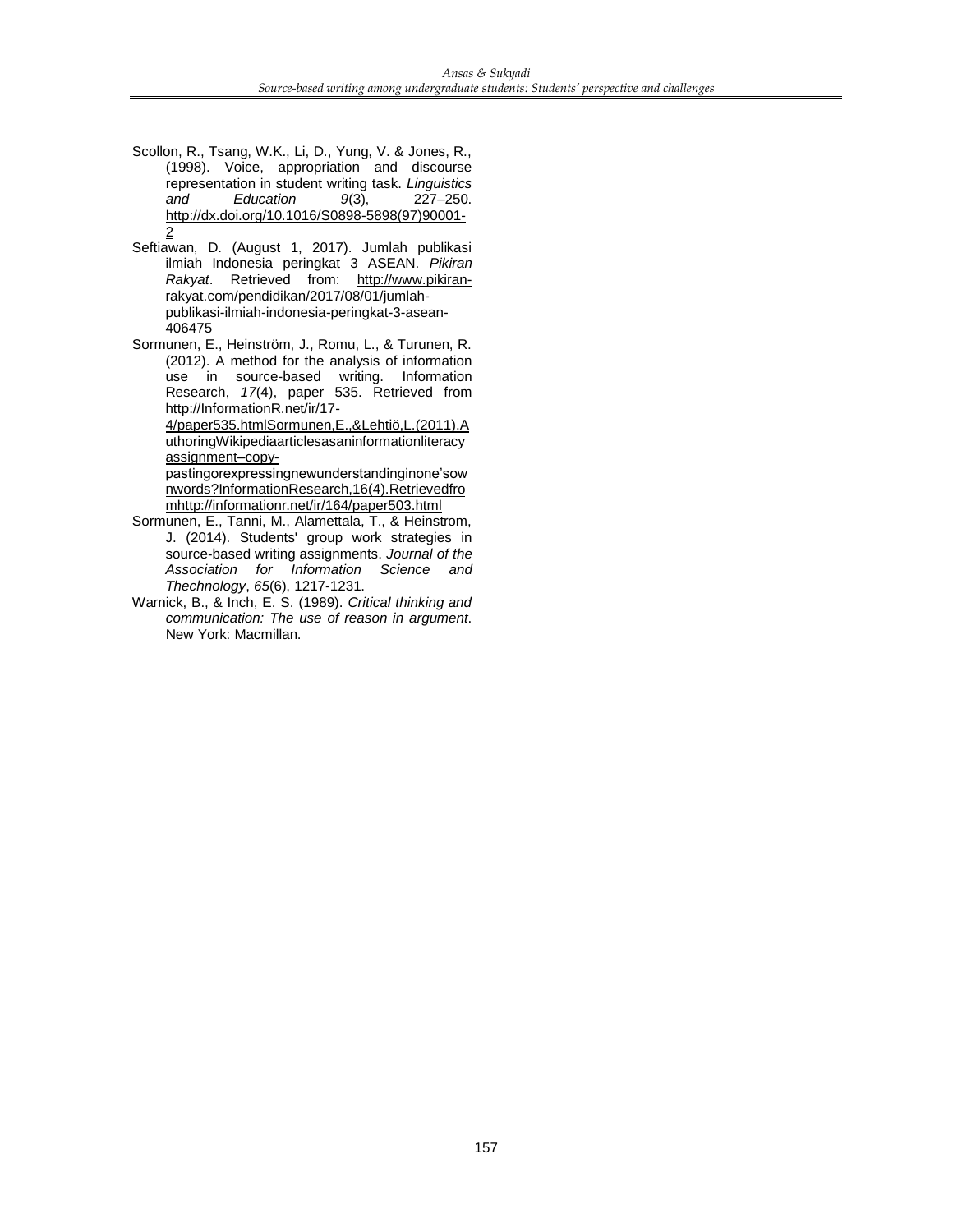Scollon, R., Tsang, W.K., Li, D., Yung, V. & Jones, R., (1998). Voice, appropriation and discourse representation in student writing task. *Linguistics and Education 9*(3), 227–250. http://dx.doi.org/10.1016/S0898-5898(97)90001-2

Seftiawan, D. (August 1, 2017). Jumlah publikasi ilmiah Indonesia peringkat 3 ASEAN. *Pikiran Rakyat*. Retrieved from: http://www.pikiran-rakyat.com/pendidikan/2017/08/01/jumlah-publikasi-ilmiah-indonesia-peringkat-3-asean-406475

Sormunen, E., Heinström, J., Romu, L., & Turunen, R. (2012). A method for the analysis of information use in source-based writing. Information Research, *17*(4), paper 535. Retrieved from http://InformationR.net/ir/17-4/paper535.htmlSormunen,E.,&Lehtiö,L.(2011).AuthoringWikipediaarticlesasaninformationliteracyassignment–copy-pastingorexpressingnewunderstandinginone'sownwords?InformationResearch,16(4).Retrievedfromhttp://informationr.net/ir/164/paper503.html

Sormunen, E., Tanni, M., Alamettala, T., & Heinstrom, J. (2014). Students' group work strategies in source-based writing assignments. *Journal of the Association for Information Science and Thechnology*, *65*(6), 1217-1231.

Warnick, B., & Inch, E. S. (1989). *Critical thinking and communication: The use of reason in argument*. New York: Macmillan.